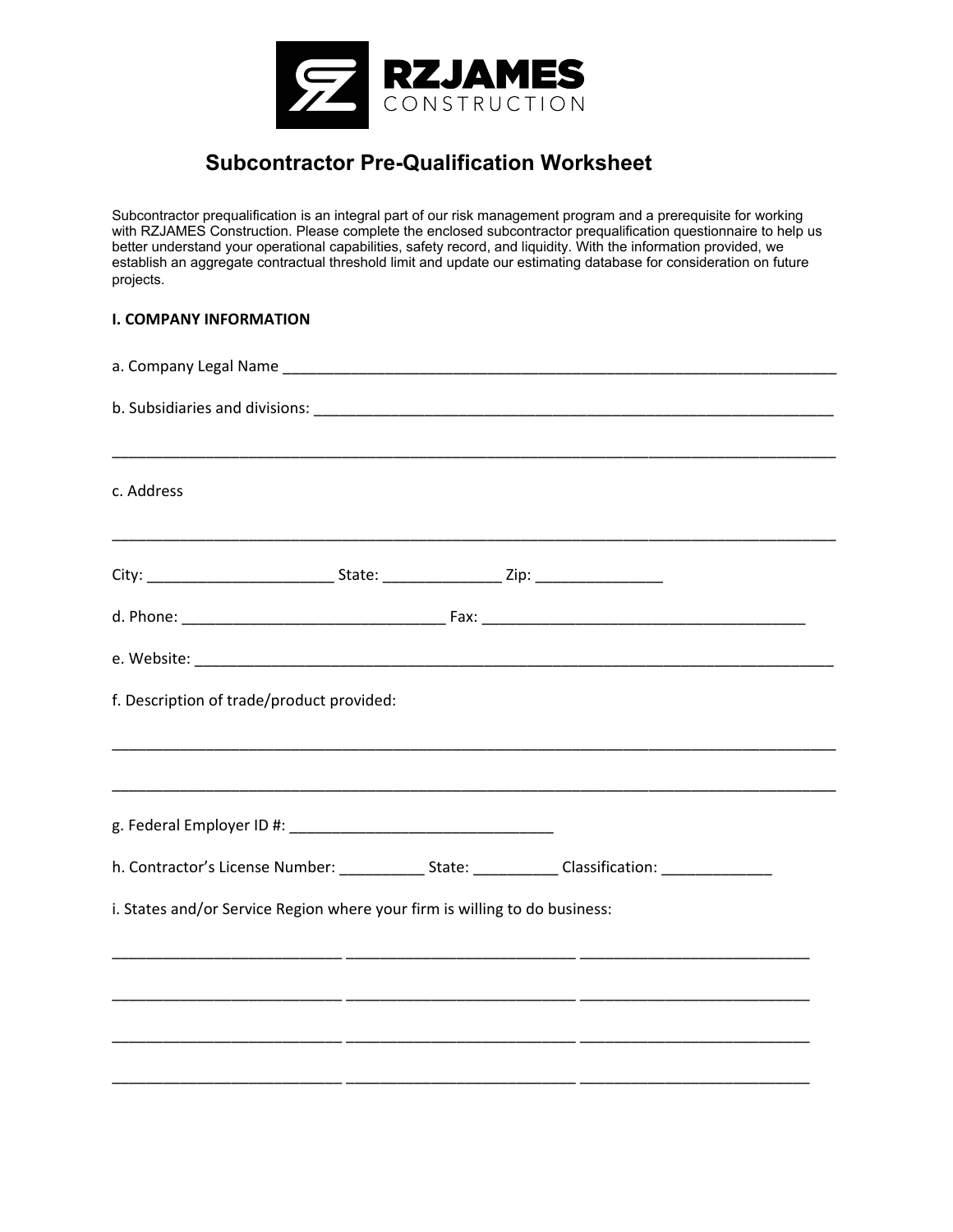RZJAMES CONSTRUCTION

# Subcontractor Pre-Qualification Worksheet

Subcontractor prequalification is an integral part of our risk management program and a prerequisite for working with RZJAMES Construction. Please complete the enclosed subcontractor prequalification questionnaire to help us better understand your operational capabilities, safety record, and liquidity. With the information provided, we establish an aggregate contractual threshold limit and update our estimating database for consideration on future projects.

**I. COMPANY INFORMATION**

a. Company Legal Name ___________________________________________________________________

b. Subsidiaries and divisions: _________________________________________________________

_____________________________________________________________________________________

c. Address

_____________________________________________________________________________________

City: ______________________ State: ______________ Zip: _______________

d. Phone: ________________________________ Fax: ________________________________________

e. Website: __________________________________________________________________________

f. Description of trade/product provided:

_____________________________________________________________________________________

_____________________________________________________________________________________

g. Federal Employer ID #: ________________________________

h. Contractor's License Number: __________ State: __________ Classification: _____________

i. States and/or Service Region where your firm is willing to do business:

___________________________ ___________________________ ___________________________

___________________________ ___________________________ ___________________________

___________________________ ___________________________ ___________________________

___________________________ ___________________________ ___________________________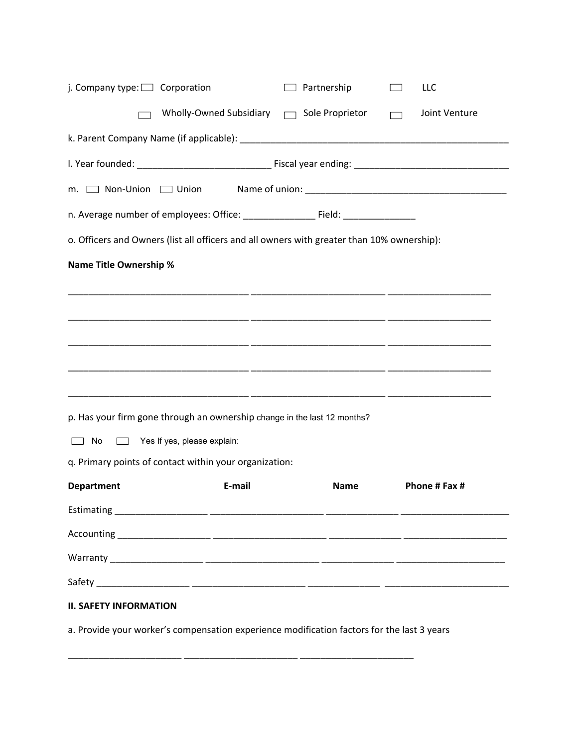j. Company type: ☐ Corporation ☐ Partnership ☐ LLC

☐ Wholly-Owned Subsidiary ☐ Sole Proprietor ☐ Joint Venture

k. Parent Company Name (if applicable): ____________________________________________________

l. Year founded: __________________________ Fiscal year ending: ______________________________

m. ☐ Non-Union ☐ Union Name of union: ________________________________________

n. Average number of employees: Office: ______________ Field: ______________

o. Officers and Owners (list all officers and all owners with greater than 10% ownership):

**Name Title Ownership %**

___________________________________ __________________________ ____________________

___________________________________ __________________________ ____________________

___________________________________ __________________________ ____________________

___________________________________ __________________________ ____________________

___________________________________ __________________________ ____________________

p. Has your firm gone through an ownership change in the last 12 months?

☐ No ☐ Yes If yes, please explain:

q. Primary points of contact within your organization:

| Department | E-mail | Name | Phone # Fax # |
|---|---|---|---|
| Estimating __________________ | ______________________ | ______________ | _____________________ |
| Accounting __________________ | ______________________ | ______________ | _____________________ |
| Warranty __________________ | ______________________ | ______________ | _____________________ |
| Safety __________________ | ______________________ | ______________ | _____________________ |

**II. SAFETY INFORMATION**

a. Provide your worker's compensation experience modification factors for the last 3 years

______________________ ______________________ ______________________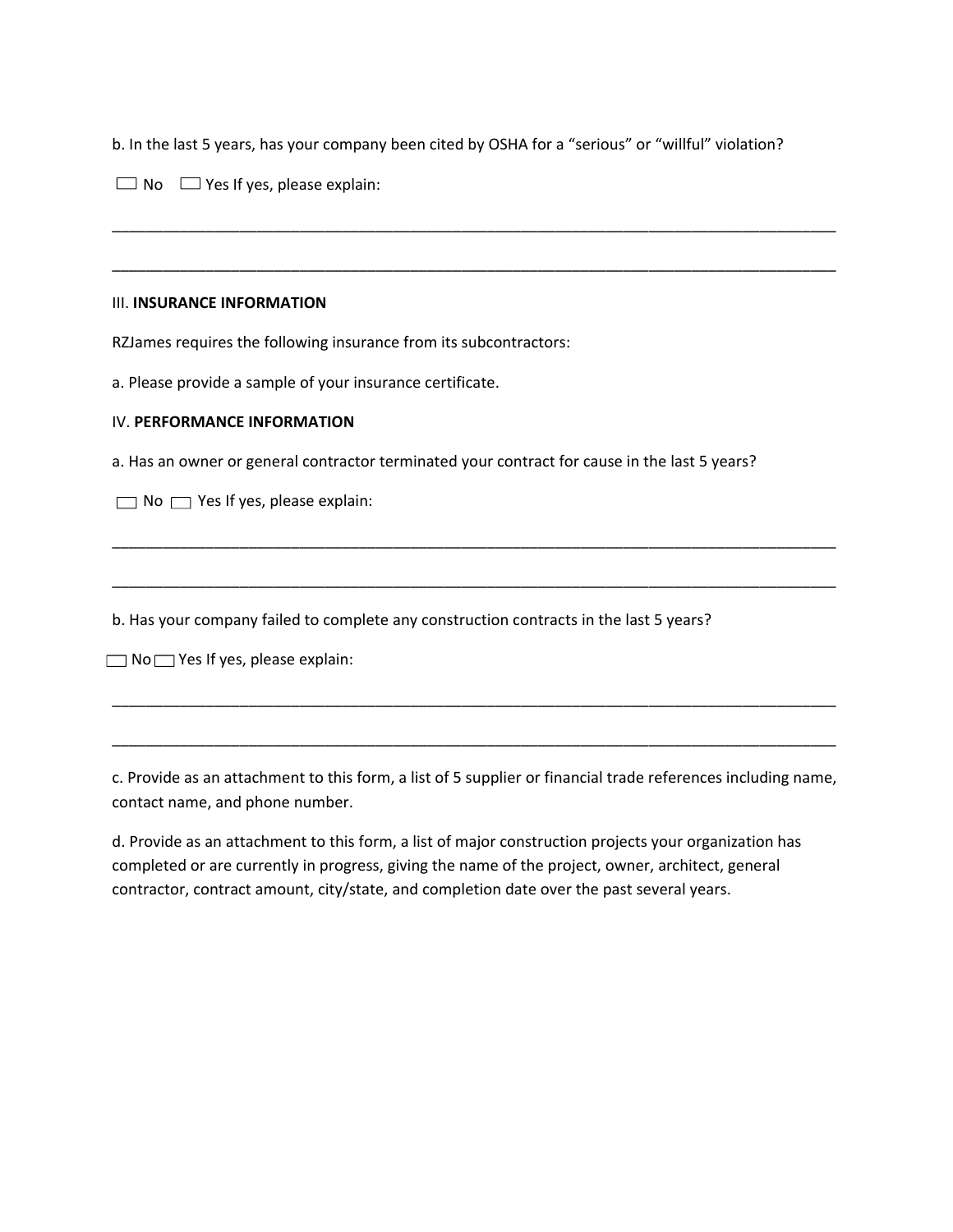b. In the last 5 years, has your company been cited by OSHA for a “serious” or “willful” violation?

☐ No ☐ Yes If yes, please explain:

_______________________________________________________________________________________

_______________________________________________________________________________________

III. **INSURANCE INFORMATION**

RZJames requires the following insurance from its subcontractors:

a. Please provide a sample of your insurance certificate.

IV. **PERFORMANCE INFORMATION**

a. Has an owner or general contractor terminated your contract for cause in the last 5 years?

☐ No ☐ Yes If yes, please explain:

_______________________________________________________________________________________

_______________________________________________________________________________________

b. Has your company failed to complete any construction contracts in the last 5 years?

☐ No ☐ Yes If yes, please explain:

_______________________________________________________________________________________

_______________________________________________________________________________________

c. Provide as an attachment to this form, a list of 5 supplier or financial trade references including name, contact name, and phone number.

d. Provide as an attachment to this form, a list of major construction projects your organization has completed or are currently in progress, giving the name of the project, owner, architect, general contractor, contract amount, city/state, and completion date over the past several years.